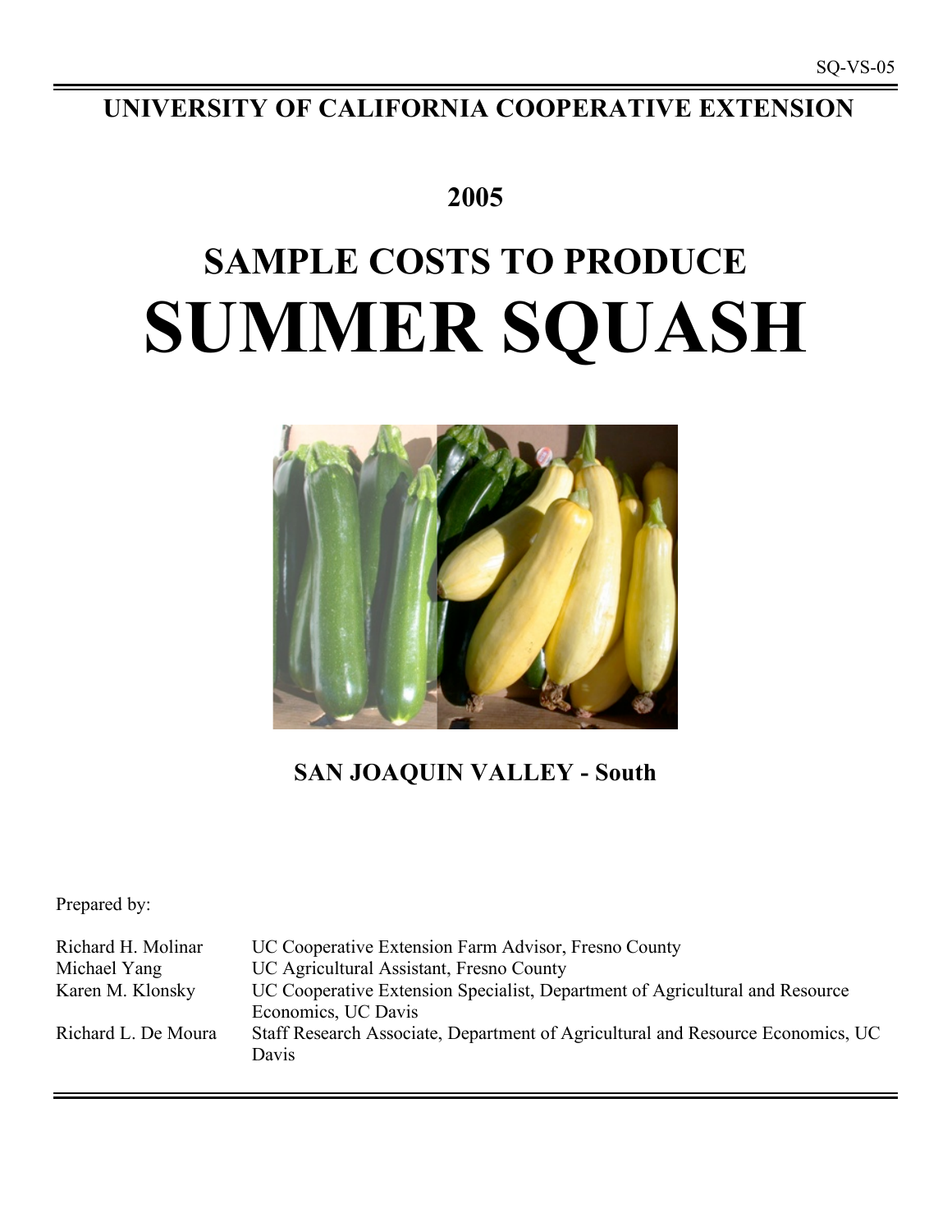SQ-VS-05

# UNIVERSITY OF CALIFORNIA COOPERATIVE EXTENSION

## 2005

# SAMPLE COSTS TO PRODUCE
# SUMMER SQUASH

## SAN JOAQUIN VALLEY - South

Prepared by:

| | |
|---|---|
| Richard H. Molinar | UC Cooperative Extension Farm Advisor, Fresno County |
| Michael Yang | UC Agricultural Assistant, Fresno County |
| Karen M. Klonsky | UC Cooperative Extension Specialist, Department of Agricultural and Resource Economics, UC Davis |
| Richard L. De Moura | Staff Research Associate, Department of Agricultural and Resource Economics, UC Davis |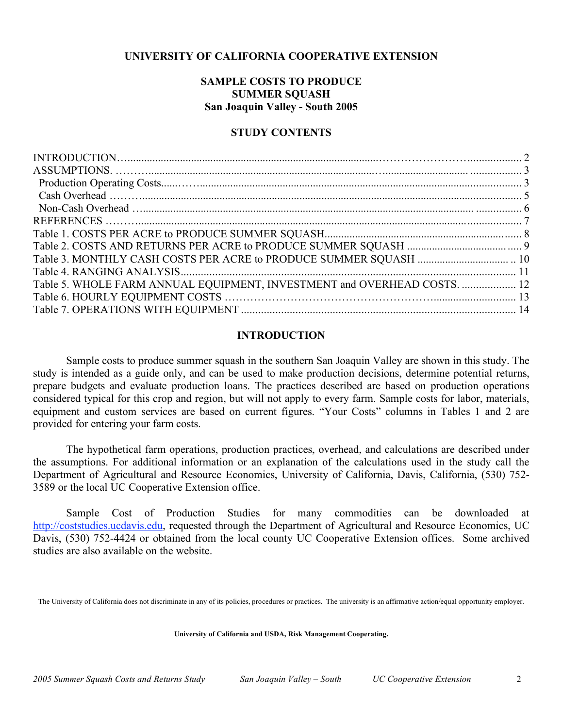**UNIVERSITY OF CALIFORNIA COOPERATIVE EXTENSION**

# SAMPLE COSTS TO PRODUCE SUMMER SQUASH San Joaquin Valley - South 2005

## STUDY CONTENTS

| | |
|---|---|
| INTRODUCTION | 2 |
| ASSUMPTIONS. | 3 |
| Production Operating Costs | 3 |
| Cash Overhead | 5 |
| Non-Cash Overhead | 6 |
| REFERENCES | 7 |
| Table 1. COSTS PER ACRE to PRODUCE SUMMER SQUASH | 8 |
| Table 2. COSTS AND RETURNS PER ACRE to PRODUCE SUMMER SQUASH | 9 |
| Table 3. MONTHLY CASH COSTS PER ACRE to PRODUCE SUMMER SQUASH | 10 |
| Table 4. RANGING ANALYSIS | 11 |
| Table 5. WHOLE FARM ANNUAL EQUIPMENT, INVESTMENT and OVERHEAD COSTS. | 12 |
| Table 6. HOURLY EQUIPMENT COSTS | 13 |
| Table 7. OPERATIONS WITH EQUIPMENT | 14 |

## INTRODUCTION

Sample costs to produce summer squash in the southern San Joaquin Valley are shown in this study. The study is intended as a guide only, and can be used to make production decisions, determine potential returns, prepare budgets and evaluate production loans. The practices described are based on production operations considered typical for this crop and region, but will not apply to every farm. Sample costs for labor, materials, equipment and custom services are based on current figures. "Your Costs" columns in Tables 1 and 2 are provided for entering your farm costs.

The hypothetical farm operations, production practices, overhead, and calculations are described under the assumptions. For additional information or an explanation of the calculations used in the study call the Department of Agricultural and Resource Economics, University of California, Davis, California, (530) 752-3589 or the local UC Cooperative Extension office.

Sample Cost of Production Studies for many commodities can be downloaded at http://coststudies.ucdavis.edu, requested through the Department of Agricultural and Resource Economics, UC Davis, (530) 752-4424 or obtained from the local county UC Cooperative Extension offices. Some archived studies are also available on the website.

The University of California does not discriminate in any of its policies, procedures or practices. The university is an affirmative action/equal opportunity employer.

**University of California and USDA, Risk Management Cooperating.**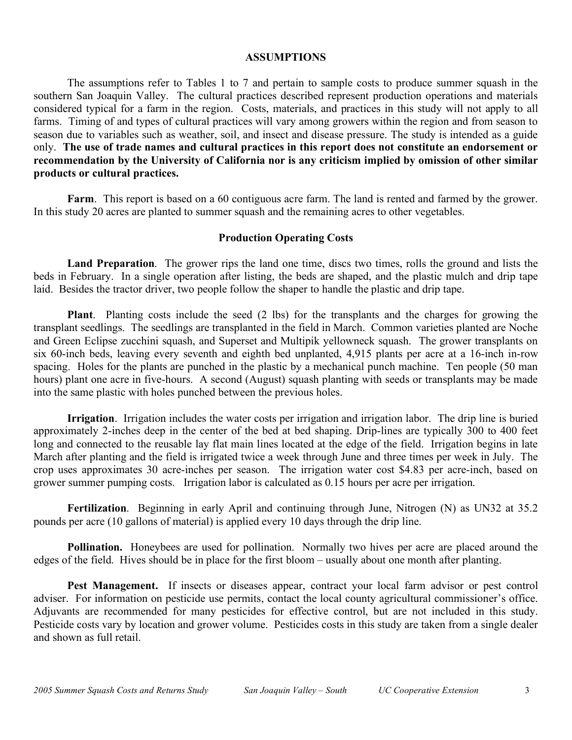## ASSUMPTIONS

The assumptions refer to Tables 1 to 7 and pertain to sample costs to produce summer squash in the southern San Joaquin Valley. The cultural practices described represent production operations and materials considered typical for a farm in the region. Costs, materials, and practices in this study will not apply to all farms. Timing of and types of cultural practices will vary among growers within the region and from season to season due to variables such as weather, soil, and insect and disease pressure. The study is intended as a guide only. **The use of trade names and cultural practices in this report does not constitute an endorsement or recommendation by the University of California nor is any criticism implied by omission of other similar products or cultural practices.**

**Farm**. This report is based on a 60 contiguous acre farm. The land is rented and farmed by the grower. In this study 20 acres are planted to summer squash and the remaining acres to other vegetables.

### Production Operating Costs

**Land Preparation**. The grower rips the land one time, discs two times, rolls the ground and lists the beds in February. In a single operation after listing, the beds are shaped, and the plastic mulch and drip tape laid. Besides the tractor driver, two people follow the shaper to handle the plastic and drip tape.

**Plant**. Planting costs include the seed (2 lbs) for the transplants and the charges for growing the transplant seedlings. The seedlings are transplanted in the field in March. Common varieties planted are Noche and Green Eclipse zucchini squash, and Superset and Multipik yellowneck squash. The grower transplants on six 60-inch beds, leaving every seventh and eighth bed unplanted, 4,915 plants per acre at a 16-inch in-row spacing. Holes for the plants are punched in the plastic by a mechanical punch machine. Ten people (50 man hours) plant one acre in five-hours. A second (August) squash planting with seeds or transplants may be made into the same plastic with holes punched between the previous holes.

**Irrigation**. Irrigation includes the water costs per irrigation and irrigation labor. The drip line is buried approximately 2-inches deep in the center of the bed at bed shaping. Drip-lines are typically 300 to 400 feet long and connected to the reusable lay flat main lines located at the edge of the field. Irrigation begins in late March after planting and the field is irrigated twice a week through June and three times per week in July. The crop uses approximates 30 acre-inches per season. The irrigation water cost $4.83 per acre-inch, based on grower summer pumping costs. Irrigation labor is calculated as 0.15 hours per acre per irrigation.

**Fertilization**. Beginning in early April and continuing through June, Nitrogen (N) as UN32 at 35.2 pounds per acre (10 gallons of material) is applied every 10 days through the drip line.

**Pollination.** Honeybees are used for pollination. Normally two hives per acre are placed around the edges of the field. Hives should be in place for the first bloom – usually about one month after planting.

**Pest Management.** If insects or diseases appear, contract your local farm advisor or pest control adviser. For information on pesticide use permits, contact the local county agricultural commissioner's office. Adjuvants are recommended for many pesticides for effective control, but are not included in this study. Pesticide costs vary by location and grower volume. Pesticides costs in this study are taken from a single dealer and shown as full retail.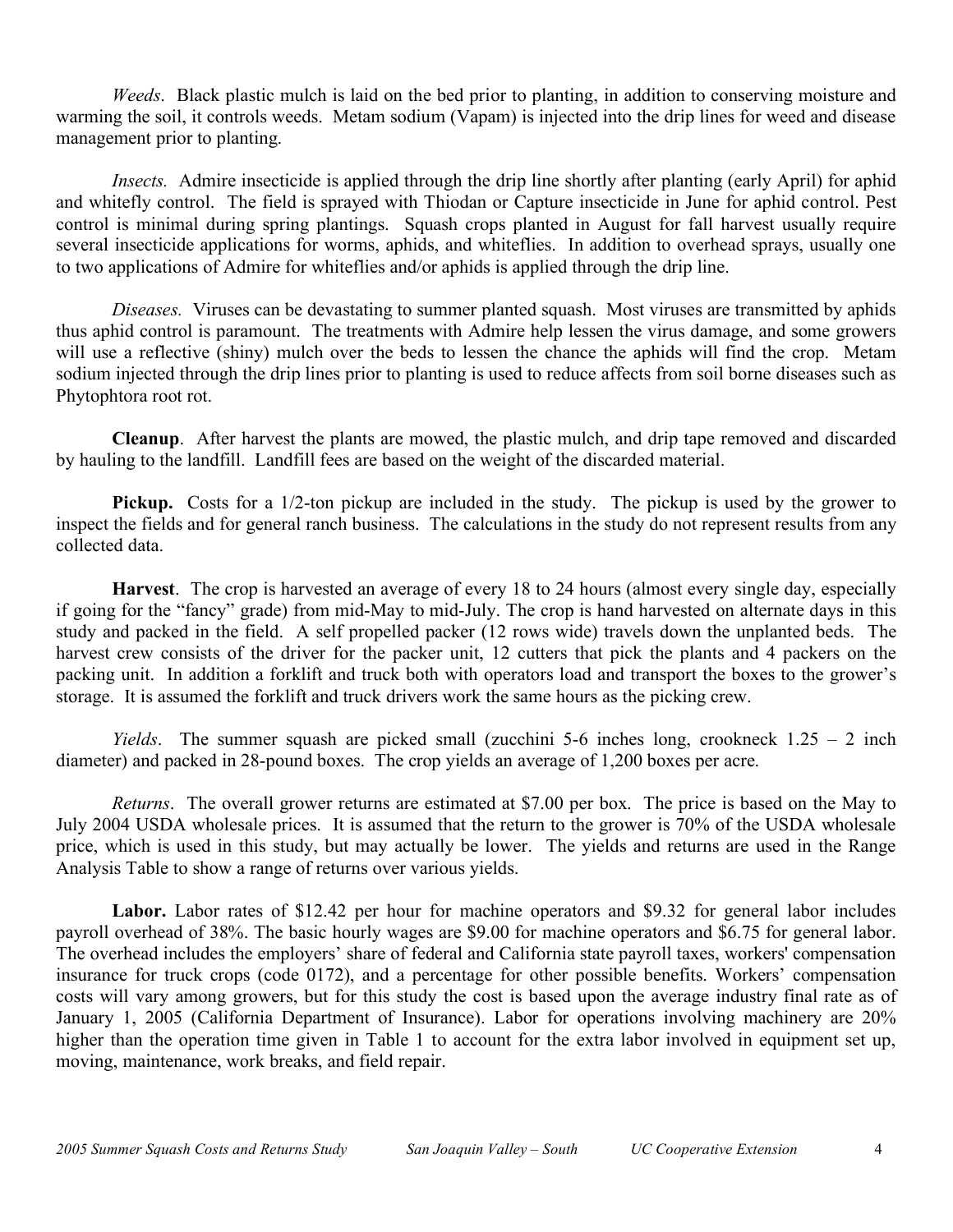*Weeds*. Black plastic mulch is laid on the bed prior to planting, in addition to conserving moisture and warming the soil, it controls weeds. Metam sodium (Vapam) is injected into the drip lines for weed and disease management prior to planting.

*Insects.* Admire insecticide is applied through the drip line shortly after planting (early April) for aphid and whitefly control. The field is sprayed with Thiodan or Capture insecticide in June for aphid control. Pest control is minimal during spring plantings. Squash crops planted in August for fall harvest usually require several insecticide applications for worms, aphids, and whiteflies. In addition to overhead sprays, usually one to two applications of Admire for whiteflies and/or aphids is applied through the drip line.

*Diseases.* Viruses can be devastating to summer planted squash. Most viruses are transmitted by aphids thus aphid control is paramount. The treatments with Admire help lessen the virus damage, and some growers will use a reflective (shiny) mulch over the beds to lessen the chance the aphids will find the crop. Metam sodium injected through the drip lines prior to planting is used to reduce affects from soil borne diseases such as Phytophtora root rot.

**Cleanup**. After harvest the plants are mowed, the plastic mulch, and drip tape removed and discarded by hauling to the landfill. Landfill fees are based on the weight of the discarded material.

**Pickup.** Costs for a 1/2-ton pickup are included in the study. The pickup is used by the grower to inspect the fields and for general ranch business. The calculations in the study do not represent results from any collected data.

**Harvest**. The crop is harvested an average of every 18 to 24 hours (almost every single day, especially if going for the "fancy" grade) from mid-May to mid-July. The crop is hand harvested on alternate days in this study and packed in the field. A self propelled packer (12 rows wide) travels down the unplanted beds. The harvest crew consists of the driver for the packer unit, 12 cutters that pick the plants and 4 packers on the packing unit. In addition a forklift and truck both with operators load and transport the boxes to the grower's storage. It is assumed the forklift and truck drivers work the same hours as the picking crew.

*Yields*. The summer squash are picked small (zucchini 5-6 inches long, crookneck 1.25 – 2 inch diameter) and packed in 28-pound boxes. The crop yields an average of 1,200 boxes per acre.

*Returns*. The overall grower returns are estimated at $7.00 per box. The price is based on the May to July 2004 USDA wholesale prices. It is assumed that the return to the grower is 70% of the USDA wholesale price, which is used in this study, but may actually be lower. The yields and returns are used in the Range Analysis Table to show a range of returns over various yields.

**Labor.** Labor rates of $12.42 per hour for machine operators and $9.32 for general labor includes payroll overhead of 38%. The basic hourly wages are $9.00 for machine operators and $6.75 for general labor. The overhead includes the employers' share of federal and California state payroll taxes, workers' compensation insurance for truck crops (code 0172), and a percentage for other possible benefits. Workers' compensation costs will vary among growers, but for this study the cost is based upon the average industry final rate as of January 1, 2005 (California Department of Insurance). Labor for operations involving machinery are 20% higher than the operation time given in Table 1 to account for the extra labor involved in equipment set up, moving, maintenance, work breaks, and field repair.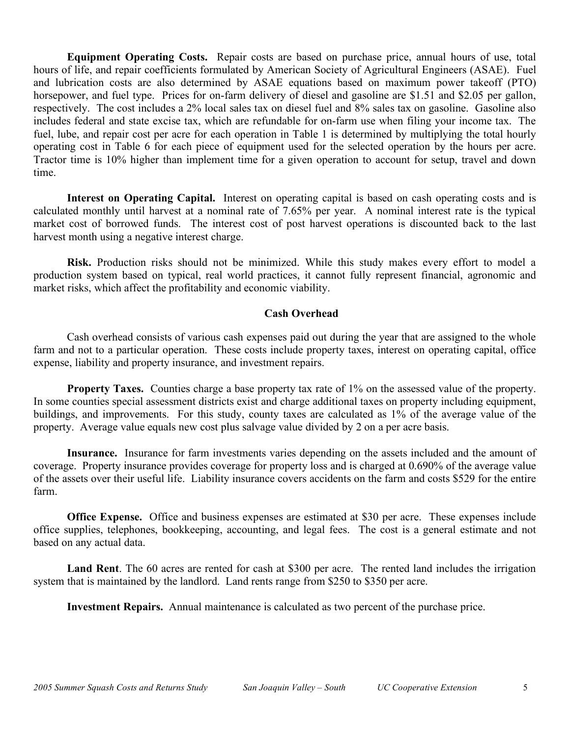**Equipment Operating Costs.** Repair costs are based on purchase price, annual hours of use, total hours of life, and repair coefficients formulated by American Society of Agricultural Engineers (ASAE). Fuel and lubrication costs are also determined by ASAE equations based on maximum power takeoff (PTO) horsepower, and fuel type. Prices for on-farm delivery of diesel and gasoline are $1.51 and $2.05 per gallon, respectively. The cost includes a 2% local sales tax on diesel fuel and 8% sales tax on gasoline. Gasoline also includes federal and state excise tax, which are refundable for on-farm use when filing your income tax. The fuel, lube, and repair cost per acre for each operation in Table 1 is determined by multiplying the total hourly operating cost in Table 6 for each piece of equipment used for the selected operation by the hours per acre. Tractor time is 10% higher than implement time for a given operation to account for setup, travel and down time.

**Interest on Operating Capital.** Interest on operating capital is based on cash operating costs and is calculated monthly until harvest at a nominal rate of 7.65% per year. A nominal interest rate is the typical market cost of borrowed funds. The interest cost of post harvest operations is discounted back to the last harvest month using a negative interest charge.

**Risk.** Production risks should not be minimized. While this study makes every effort to model a production system based on typical, real world practices, it cannot fully represent financial, agronomic and market risks, which affect the profitability and economic viability.

## Cash Overhead

Cash overhead consists of various cash expenses paid out during the year that are assigned to the whole farm and not to a particular operation. These costs include property taxes, interest on operating capital, office expense, liability and property insurance, and investment repairs.

**Property Taxes.** Counties charge a base property tax rate of 1% on the assessed value of the property. In some counties special assessment districts exist and charge additional taxes on property including equipment, buildings, and improvements. For this study, county taxes are calculated as 1% of the average value of the property. Average value equals new cost plus salvage value divided by 2 on a per acre basis.

**Insurance.** Insurance for farm investments varies depending on the assets included and the amount of coverage. Property insurance provides coverage for property loss and is charged at 0.690% of the average value of the assets over their useful life. Liability insurance covers accidents on the farm and costs $529 for the entire farm.

**Office Expense.** Office and business expenses are estimated at $30 per acre. These expenses include office supplies, telephones, bookkeeping, accounting, and legal fees. The cost is a general estimate and not based on any actual data.

**Land Rent**. The 60 acres are rented for cash at $300 per acre. The rented land includes the irrigation system that is maintained by the landlord. Land rents range from $250 to $350 per acre.

**Investment Repairs.** Annual maintenance is calculated as two percent of the purchase price.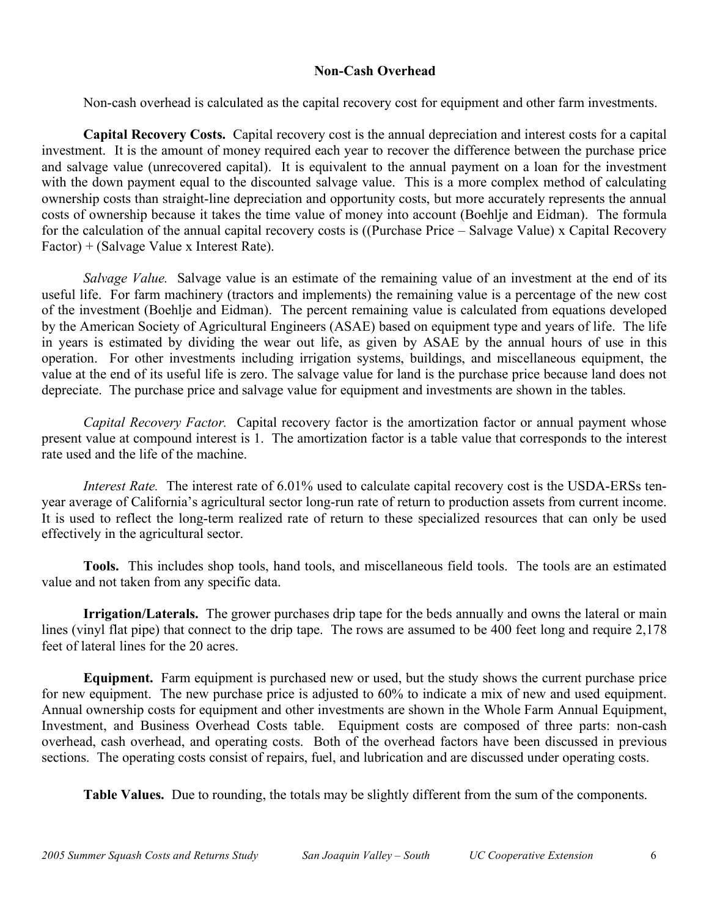## Non-Cash Overhead

Non-cash overhead is calculated as the capital recovery cost for equipment and other farm investments.

**Capital Recovery Costs.** Capital recovery cost is the annual depreciation and interest costs for a capital investment. It is the amount of money required each year to recover the difference between the purchase price and salvage value (unrecovered capital). It is equivalent to the annual payment on a loan for the investment with the down payment equal to the discounted salvage value. This is a more complex method of calculating ownership costs than straight-line depreciation and opportunity costs, but more accurately represents the annual costs of ownership because it takes the time value of money into account (Boehlje and Eidman). The formula for the calculation of the annual capital recovery costs is ((Purchase Price – Salvage Value) x Capital Recovery Factor) + (Salvage Value x Interest Rate).

*Salvage Value.* Salvage value is an estimate of the remaining value of an investment at the end of its useful life. For farm machinery (tractors and implements) the remaining value is a percentage of the new cost of the investment (Boehlje and Eidman). The percent remaining value is calculated from equations developed by the American Society of Agricultural Engineers (ASAE) based on equipment type and years of life. The life in years is estimated by dividing the wear out life, as given by ASAE by the annual hours of use in this operation. For other investments including irrigation systems, buildings, and miscellaneous equipment, the value at the end of its useful life is zero. The salvage value for land is the purchase price because land does not depreciate. The purchase price and salvage value for equipment and investments are shown in the tables.

*Capital Recovery Factor.* Capital recovery factor is the amortization factor or annual payment whose present value at compound interest is 1. The amortization factor is a table value that corresponds to the interest rate used and the life of the machine.

*Interest Rate.* The interest rate of 6.01% used to calculate capital recovery cost is the USDA-ERSs ten-year average of California's agricultural sector long-run rate of return to production assets from current income. It is used to reflect the long-term realized rate of return to these specialized resources that can only be used effectively in the agricultural sector.

**Tools.** This includes shop tools, hand tools, and miscellaneous field tools. The tools are an estimated value and not taken from any specific data.

**Irrigation/Laterals.** The grower purchases drip tape for the beds annually and owns the lateral or main lines (vinyl flat pipe) that connect to the drip tape. The rows are assumed to be 400 feet long and require 2,178 feet of lateral lines for the 20 acres.

**Equipment.** Farm equipment is purchased new or used, but the study shows the current purchase price for new equipment. The new purchase price is adjusted to 60% to indicate a mix of new and used equipment. Annual ownership costs for equipment and other investments are shown in the Whole Farm Annual Equipment, Investment, and Business Overhead Costs table. Equipment costs are composed of three parts: non-cash overhead, cash overhead, and operating costs. Both of the overhead factors have been discussed in previous sections. The operating costs consist of repairs, fuel, and lubrication and are discussed under operating costs.

**Table Values.** Due to rounding, the totals may be slightly different from the sum of the components.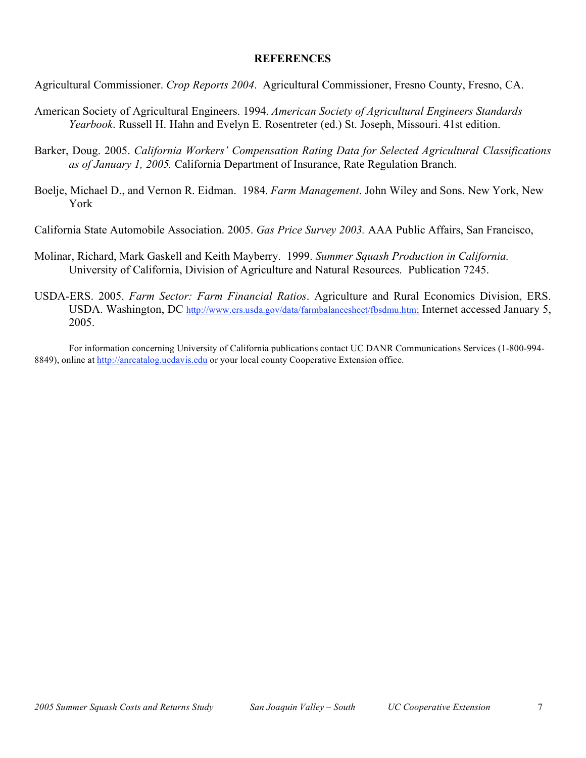## REFERENCES

Agricultural Commissioner. *Crop Reports 2004*. Agricultural Commissioner, Fresno County, Fresno, CA.

American Society of Agricultural Engineers. 1994. *American Society of Agricultural Engineers Standards Yearbook*. Russell H. Hahn and Evelyn E. Rosentreter (ed.) St. Joseph, Missouri. 41st edition.

Barker, Doug. 2005. *California Workers' Compensation Rating Data for Selected Agricultural Classifications as of January 1, 2005.* California Department of Insurance, Rate Regulation Branch.

Boelje, Michael D., and Vernon R. Eidman. 1984. *Farm Management*. John Wiley and Sons. New York, New York

California State Automobile Association. 2005. *Gas Price Survey 2003.* AAA Public Affairs, San Francisco,

Molinar, Richard, Mark Gaskell and Keith Mayberry. 1999. *Summer Squash Production in California.* University of California, Division of Agriculture and Natural Resources. Publication 7245.

USDA-ERS. 2005. *Farm Sector: Farm Financial Ratios*. Agriculture and Rural Economics Division, ERS. USDA. Washington, DC http://www.ers.usda.gov/data/farmbalancesheet/fbsdmu.htm; Internet accessed January 5, 2005.

For information concerning University of California publications contact UC DANR Communications Services (1-800-994-8849), online at http://anrcatalog.ucdavis.edu or your local county Cooperative Extension office.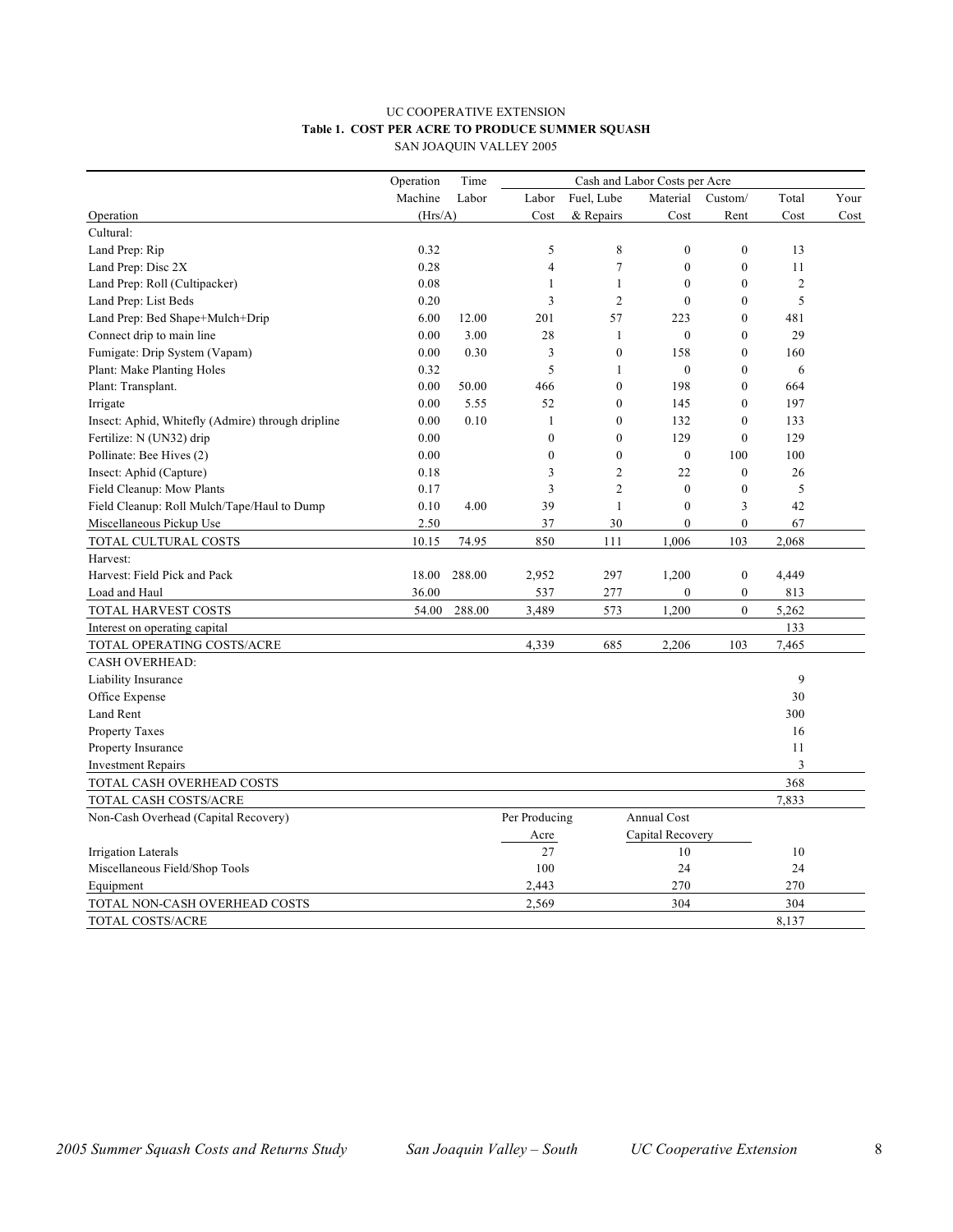UC COOPERATIVE EXTENSION

**Table 1. COST PER ACRE TO PRODUCE SUMMER SQUASH**

SAN JOAQUIN VALLEY 2005

| | Operation | Time | Cash and Labor Costs per Acre | | | | | |
|---|---|---|---|---|---|---|---|---|
| | Machine | Labor | Labor | Fuel, Lube | Material | Custom/ | Total | Your |
| Operation | (Hrs/A) | | Cost | & Repairs | Cost | Rent | Cost | Cost |
| Cultural: | | | | | | | | |
| Land Prep: Rip | 0.32 | | 5 | 8 | 0 | 0 | 13 | |
| Land Prep: Disc 2X | 0.28 | | 4 | 7 | 0 | 0 | 11 | |
| Land Prep: Roll (Cultipacker) | 0.08 | | 1 | 1 | 0 | 0 | 2 | |
| Land Prep: List Beds | 0.20 | | 3 | 2 | 0 | 0 | 5 | |
| Land Prep: Bed Shape+Mulch+Drip | 6.00 | 12.00 | 201 | 57 | 223 | 0 | 481 | |
| Connect drip to main line | 0.00 | 3.00 | 28 | 1 | 0 | 0 | 29 | |
| Fumigate: Drip System (Vapam) | 0.00 | 0.30 | 3 | 0 | 158 | 0 | 160 | |
| Plant: Make Planting Holes | 0.32 | | 5 | 1 | 0 | 0 | 6 | |
| Plant: Transplant. | 0.00 | 50.00 | 466 | 0 | 198 | 0 | 664 | |
| Irrigate | 0.00 | 5.55 | 52 | 0 | 145 | 0 | 197 | |
| Insect: Aphid, Whitefly (Admire) through dripline | 0.00 | 0.10 | 1 | 0 | 132 | 0 | 133 | |
| Fertilize: N (UN32) drip | 0.00 | | 0 | 0 | 129 | 0 | 129 | |
| Pollinate: Bee Hives (2) | 0.00 | | 0 | 0 | 0 | 100 | 100 | |
| Insect: Aphid (Capture) | 0.18 | | 3 | 2 | 22 | 0 | 26 | |
| Field Cleanup: Mow Plants | 0.17 | | 3 | 2 | 0 | 0 | 5 | |
| Field Cleanup: Roll Mulch/Tape/Haul to Dump | 0.10 | 4.00 | 39 | 1 | 0 | 3 | 42 | |
| Miscellaneous Pickup Use | 2.50 | | 37 | 30 | 0 | 0 | 67 | |
| TOTAL CULTURAL COSTS | 10.15 | 74.95 | 850 | 111 | 1,006 | 103 | 2,068 | |
| Harvest: | | | | | | | | |
| Harvest: Field Pick and Pack | 18.00 | 288.00 | 2,952 | 297 | 1,200 | 0 | 4,449 | |
| Load and Haul | 36.00 | | 537 | 277 | 0 | 0 | 813 | |
| TOTAL HARVEST COSTS | 54.00 | 288.00 | 3,489 | 573 | 1,200 | 0 | 5,262 | |
| Interest on operating capital | | | | | | | 133 | |
| TOTAL OPERATING COSTS/ACRE | | | 4,339 | 685 | 2,206 | 103 | 7,465 | |
| CASH OVERHEAD: | | | | | | | | |
| Liability Insurance | | | | | | | 9 | |
| Office Expense | | | | | | | 30 | |
| Land Rent | | | | | | | 300 | |
| Property Taxes | | | | | | | 16 | |
| Property Insurance | | | | | | | 11 | |
| Investment Repairs | | | | | | | 3 | |
| TOTAL CASH OVERHEAD COSTS | | | | | | | 368 | |
| TOTAL CASH COSTS/ACRE | | | | | | | 7,833 | |
| Non-Cash Overhead (Capital Recovery) | | | Per Producing Acre | | Annual Cost Capital Recovery | | | |
| Irrigation Laterals | | | 27 | | 10 | | 10 | |
| Miscellaneous Field/Shop Tools | | | 100 | | 24 | | 24 | |
| Equipment | | | 2,443 | | 270 | | 270 | |
| TOTAL NON-CASH OVERHEAD COSTS | | | 2,569 | | 304 | | 304 | |
| TOTAL COSTS/ACRE | | | | | | | 8,137 | |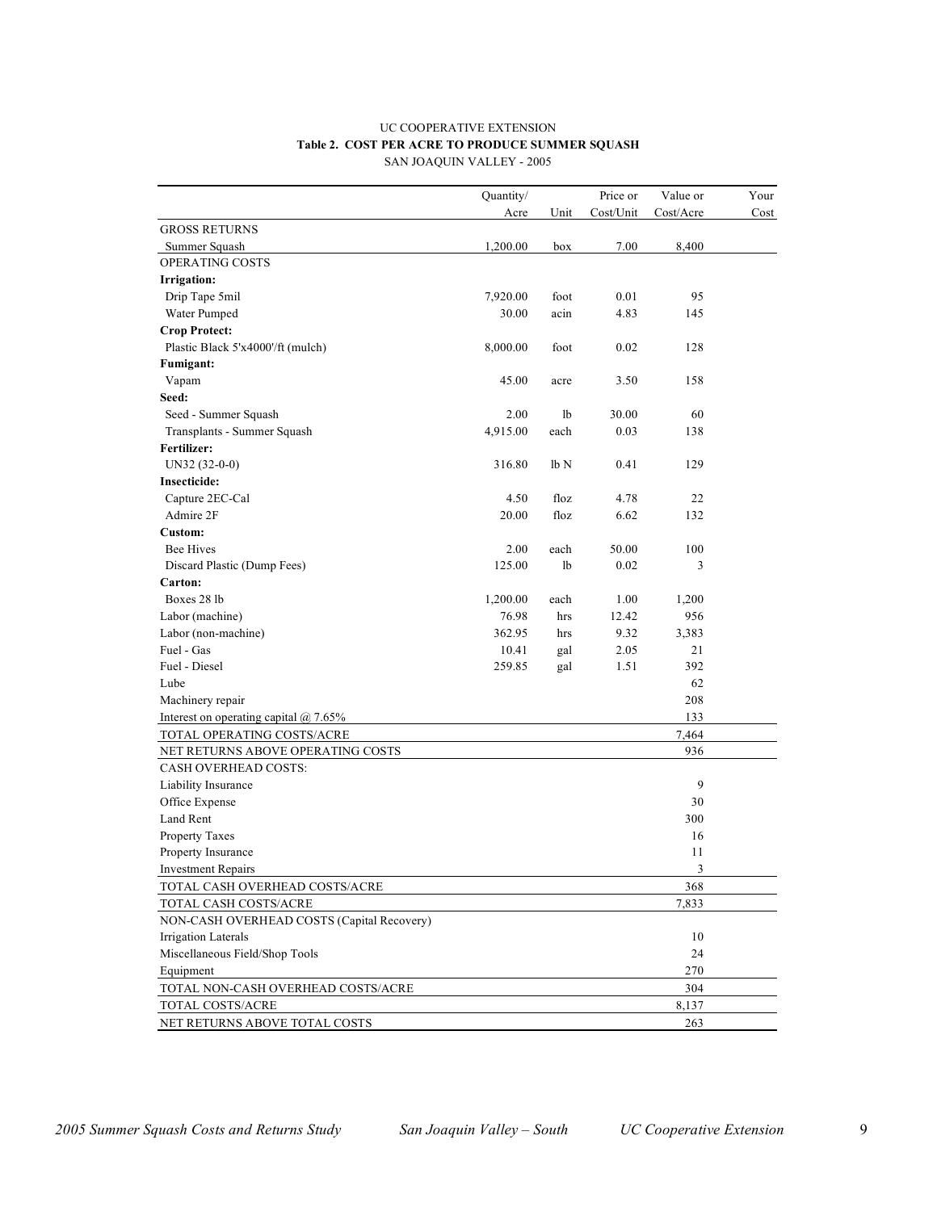UC COOPERATIVE EXTENSION

**Table 2. COST PER ACRE TO PRODUCE SUMMER SQUASH**

SAN JOAQUIN VALLEY - 2005

| | Quantity/ Acre | Unit | Price or Cost/Unit | Value or Cost/Acre | Your Cost |
|---|---|---|---|---|---|
| GROSS RETURNS | | | | | |
| Summer Squash | 1,200.00 | box | 7.00 | 8,400 | |
| OPERATING COSTS | | | | | |
| **Irrigation:** | | | | | |
| Drip Tape 5mil | 7,920.00 | foot | 0.01 | 95 | |
| Water Pumped | 30.00 | acin | 4.83 | 145 | |
| **Crop Protect:** | | | | | |
| Plastic Black 5'x4000'/ft (mulch) | 8,000.00 | foot | 0.02 | 128 | |
| **Fumigant:** | | | | | |
| Vapam | 45.00 | acre | 3.50 | 158 | |
| **Seed:** | | | | | |
| Seed - Summer Squash | 2.00 | lb | 30.00 | 60 | |
| Transplants - Summer Squash | 4,915.00 | each | 0.03 | 138 | |
| **Fertilizer:** | | | | | |
| UN32 (32-0-0) | 316.80 | lb N | 0.41 | 129 | |
| **Insecticide:** | | | | | |
| Capture 2EC-Cal | 4.50 | floz | 4.78 | 22 | |
| Admire 2F | 20.00 | floz | 6.62 | 132 | |
| **Custom:** | | | | | |
| Bee Hives | 2.00 | each | 50.00 | 100 | |
| Discard Plastic (Dump Fees) | 125.00 | lb | 0.02 | 3 | |
| **Carton:** | | | | | |
| Boxes 28 lb | 1,200.00 | each | 1.00 | 1,200 | |
| Labor (machine) | 76.98 | hrs | 12.42 | 956 | |
| Labor (non-machine) | 362.95 | hrs | 9.32 | 3,383 | |
| Fuel - Gas | 10.41 | gal | 2.05 | 21 | |
| Fuel - Diesel | 259.85 | gal | 1.51 | 392 | |
| Lube | | | | 62 | |
| Machinery repair | | | | 208 | |
| Interest on operating capital @ 7.65% | | | | 133 | |
| TOTAL OPERATING COSTS/ACRE | | | | 7,464 | |
| NET RETURNS ABOVE OPERATING COSTS | | | | 936 | |
| CASH OVERHEAD COSTS: | | | | | |
| Liability Insurance | | | | 9 | |
| Office Expense | | | | 30 | |
| Land Rent | | | | 300 | |
| Property Taxes | | | | 16 | |
| Property Insurance | | | | 11 | |
| Investment Repairs | | | | 3 | |
| TOTAL CASH OVERHEAD COSTS/ACRE | | | | 368 | |
| TOTAL CASH COSTS/ACRE | | | | 7,833 | |
| NON-CASH OVERHEAD COSTS (Capital Recovery) | | | | | |
| Irrigation Laterals | | | | 10 | |
| Miscellaneous Field/Shop Tools | | | | 24 | |
| Equipment | | | | 270 | |
| TOTAL NON-CASH OVERHEAD COSTS/ACRE | | | | 304 | |
| TOTAL COSTS/ACRE | | | | 8,137 | |
| NET RETURNS ABOVE TOTAL COSTS | | | | 263 | |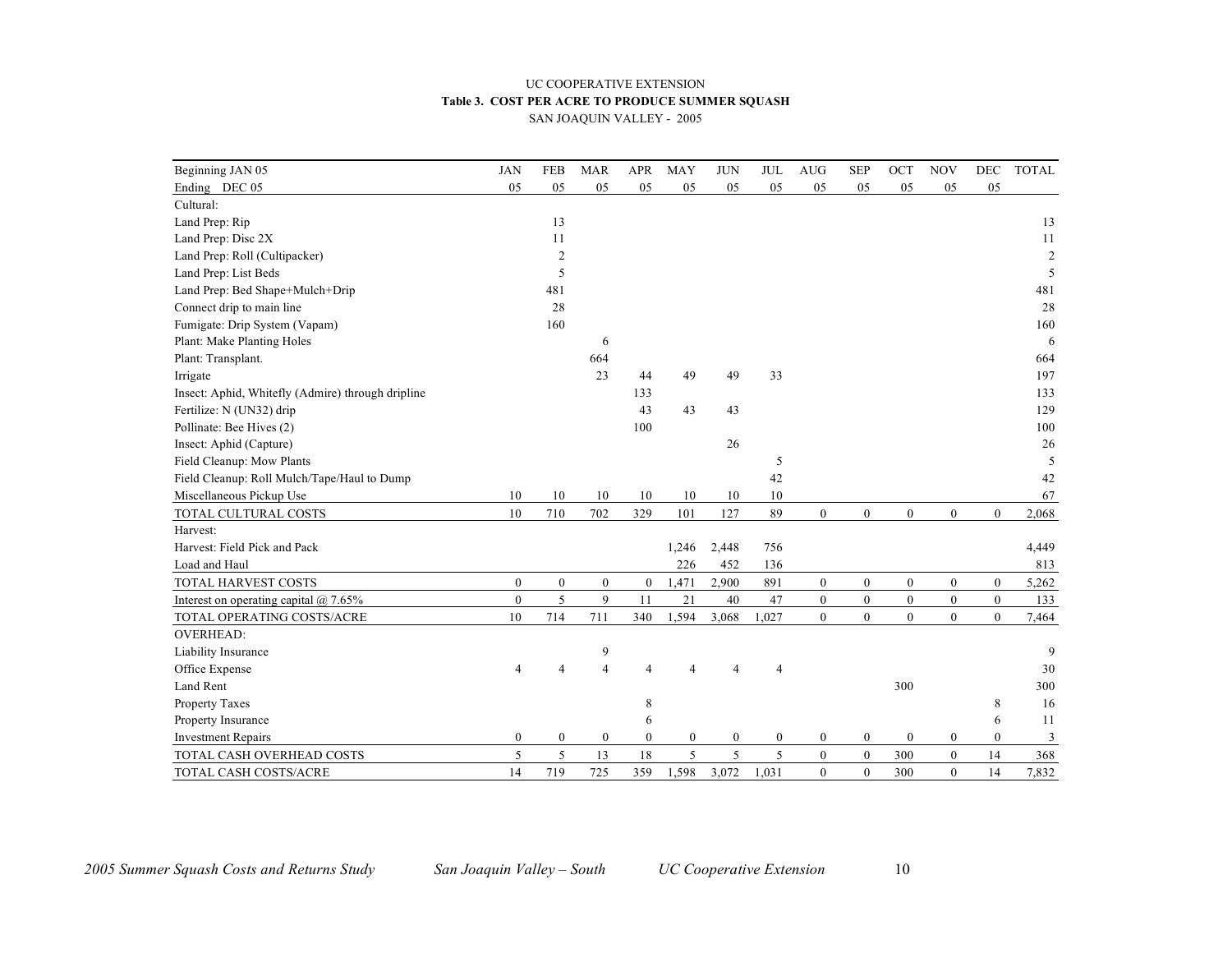UC COOPERATIVE EXTENSION

**Table 3. COST PER ACRE TO PRODUCE SUMMER SQUASH**

SAN JOAQUIN VALLEY - 2005

| Beginning JAN 05 | JAN | FEB | MAR | APR | MAY | JUN | JUL | AUG | SEP | OCT | NOV | DEC | TOTAL |
|---|---|---|---|---|---|---|---|---|---|---|---|---|---|
| Ending DEC 05 | 05 | 05 | 05 | 05 | 05 | 05 | 05 | 05 | 05 | 05 | 05 | 05 | |
| Cultural: | | | | | | | | | | | | | |
| Land Prep: Rip | | 13 | | | | | | | | | | | 13 |
| Land Prep: Disc 2X | | 11 | | | | | | | | | | | 11 |
| Land Prep: Roll (Cultipacker) | | 2 | | | | | | | | | | | 2 |
| Land Prep: List Beds | | 5 | | | | | | | | | | | 5 |
| Land Prep: Bed Shape+Mulch+Drip | | 481 | | | | | | | | | | | 481 |
| Connect drip to main line | | 28 | | | | | | | | | | | 28 |
| Fumigate: Drip System (Vapam) | | 160 | | | | | | | | | | | 160 |
| Plant: Make Planting Holes | | | 6 | | | | | | | | | | 6 |
| Plant: Transplant. | | | 664 | | | | | | | | | | 664 |
| Irrigate | | | 23 | 44 | 49 | 49 | 33 | | | | | | 197 |
| Insect: Aphid, Whitefly (Admire) through dripline | | | | 133 | | | | | | | | | 133 |
| Fertilize: N (UN32) drip | | | | 43 | 43 | 43 | | | | | | | 129 |
| Pollinate: Bee Hives (2) | | | | 100 | | | | | | | | | 100 |
| Insect: Aphid (Capture) | | | | | | 26 | | | | | | | 26 |
| Field Cleanup: Mow Plants | | | | | | | 5 | | | | | | 5 |
| Field Cleanup: Roll Mulch/Tape/Haul to Dump | | | | | | | 42 | | | | | | 42 |
| Miscellaneous Pickup Use | 10 | 10 | 10 | 10 | 10 | 10 | 10 | | | | | | 67 |
| TOTAL CULTURAL COSTS | 10 | 710 | 702 | 329 | 101 | 127 | 89 | 0 | 0 | 0 | 0 | 0 | 2,068 |
| Harvest: | | | | | | | | | | | | | |
| Harvest: Field Pick and Pack | | | | | 1,246 | 2,448 | 756 | | | | | | 4,449 |
| Load and Haul | | | | | 226 | 452 | 136 | | | | | | 813 |
| TOTAL HARVEST COSTS | 0 | 0 | 0 | 0 | 1,471 | 2,900 | 891 | 0 | 0 | 0 | 0 | 0 | 5,262 |
| Interest on operating capital @ 7.65% | 0 | 5 | 9 | 11 | 21 | 40 | 47 | 0 | 0 | 0 | 0 | 0 | 133 |
| TOTAL OPERATING COSTS/ACRE | 10 | 714 | 711 | 340 | 1,594 | 3,068 | 1,027 | 0 | 0 | 0 | 0 | 0 | 7,464 |
| OVERHEAD: | | | | | | | | | | | | | |
| Liability Insurance | | | 9 | | | | | | | | | | 9 |
| Office Expense | 4 | 4 | 4 | 4 | 4 | 4 | 4 | | | | | | 30 |
| Land Rent | | | | | | | | | | 300 | | | 300 |
| Property Taxes | | | | 8 | | | | | | | | 8 | 16 |
| Property Insurance | | | | 6 | | | | | | | | 6 | 11 |
| Investment Repairs | 0 | 0 | 0 | 0 | 0 | 0 | 0 | 0 | 0 | 0 | 0 | 0 | 3 |
| TOTAL CASH OVERHEAD COSTS | 5 | 5 | 13 | 18 | 5 | 5 | 5 | 0 | 0 | 300 | 0 | 14 | 368 |
| TOTAL CASH COSTS/ACRE | 14 | 719 | 725 | 359 | 1,598 | 3,072 | 1,031 | 0 | 0 | 300 | 0 | 14 | 7,832 |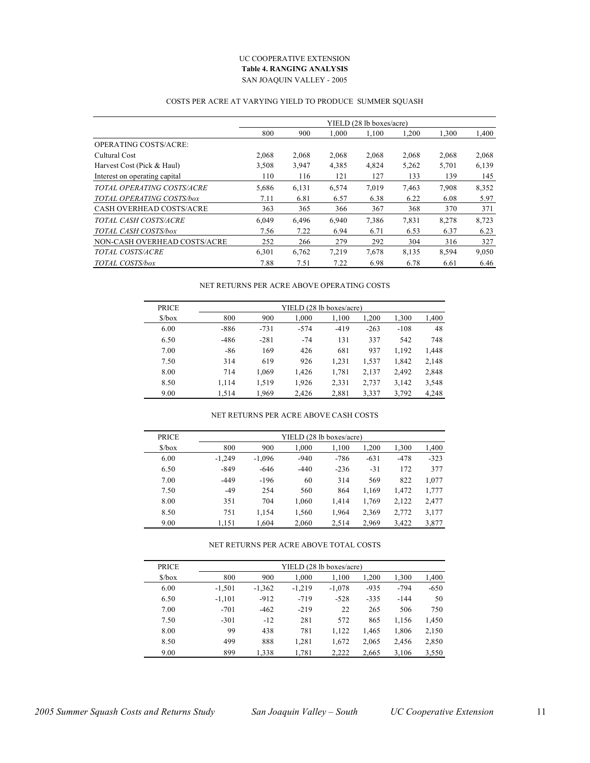UC COOPERATIVE EXTENSION

**Table 4. RANGING ANALYSIS**

SAN JOAQUIN VALLEY - 2005

COSTS PER ACRE AT VARYING YIELD TO PRODUCE SUMMER SQUASH

| | YIELD (28 lb boxes/acre) | | | | | | |
|---|---|---|---|---|---|---|---|
| | 800 | 900 | 1,000 | 1,100 | 1,200 | 1,300 | 1,400 |
| OPERATING COSTS/ACRE: | | | | | | | |
| Cultural Cost | 2,068 | 2,068 | 2,068 | 2,068 | 2,068 | 2,068 | 2,068 |
| Harvest Cost (Pick & Haul) | 3,508 | 3,947 | 4,385 | 4,824 | 5,262 | 5,701 | 6,139 |
| Interest on operating capital | 110 | 116 | 121 | 127 | 133 | 139 | 145 |
| *TOTAL OPERATING COSTS/ACRE* | 5,686 | 6,131 | 6,574 | 7,019 | 7,463 | 7,908 | 8,352 |
| *TOTAL OPERATING COSTS/box* | 7.11 | 6.81 | 6.57 | 6.38 | 6.22 | 6.08 | 5.97 |
| CASH OVERHEAD COSTS/ACRE | 363 | 365 | 366 | 367 | 368 | 370 | 371 |
| *TOTAL CASH COSTS/ACRE* | 6,049 | 6,496 | 6,940 | 7,386 | 7,831 | 8,278 | 8,723 |
| *TOTAL CASH COSTS/box* | 7.56 | 7.22 | 6.94 | 6.71 | 6.53 | 6.37 | 6.23 |
| NON-CASH OVERHEAD COSTS/ACRE | 252 | 266 | 279 | 292 | 304 | 316 | 327 |
| *TOTAL COSTS/ACRE* | 6,301 | 6,762 | 7,219 | 7,678 | 8,135 | 8,594 | 9,050 |
| *TOTAL COSTS/box* | 7.88 | 7.51 | 7.22 | 6.98 | 6.78 | 6.61 | 6.46 |

NET RETURNS PER ACRE ABOVE OPERATING COSTS

| PRICE | YIELD (28 lb boxes/acre) | | | | | | |
|---|---|---|---|---|---|---|---|
| $/box | 800 | 900 | 1,000 | 1,100 | 1,200 | 1,300 | 1,400 |
| 6.00 | -886 | -731 | -574 | -419 | -263 | -108 | 48 |
| 6.50 | -486 | -281 | -74 | 131 | 337 | 542 | 748 |
| 7.00 | -86 | 169 | 426 | 681 | 937 | 1,192 | 1,448 |
| 7.50 | 314 | 619 | 926 | 1,231 | 1,537 | 1,842 | 2,148 |
| 8.00 | 714 | 1,069 | 1,426 | 1,781 | 2,137 | 2,492 | 2,848 |
| 8.50 | 1,114 | 1,519 | 1,926 | 2,331 | 2,737 | 3,142 | 3,548 |
| 9.00 | 1,514 | 1,969 | 2,426 | 2,881 | 3,337 | 3,792 | 4,248 |

NET RETURNS PER ACRE ABOVE CASH COSTS

| PRICE | YIELD (28 lb boxes/acre) | | | | | | |
|---|---|---|---|---|---|---|---|
| $/box | 800 | 900 | 1,000 | 1,100 | 1,200 | 1,300 | 1,400 |
| 6.00 | -1,249 | -1,096 | -940 | -786 | -631 | -478 | -323 |
| 6.50 | -849 | -646 | -440 | -236 | -31 | 172 | 377 |
| 7.00 | -449 | -196 | 60 | 314 | 569 | 822 | 1,077 |
| 7.50 | -49 | 254 | 560 | 864 | 1,169 | 1,472 | 1,777 |
| 8.00 | 351 | 704 | 1,060 | 1,414 | 1,769 | 2,122 | 2,477 |
| 8.50 | 751 | 1,154 | 1,560 | 1,964 | 2,369 | 2,772 | 3,177 |
| 9.00 | 1,151 | 1,604 | 2,060 | 2,514 | 2,969 | 3,422 | 3,877 |

NET RETURNS PER ACRE ABOVE TOTAL COSTS

| PRICE | YIELD (28 lb boxes/acre) | | | | | | |
|---|---|---|---|---|---|---|---|
| $/box | 800 | 900 | 1,000 | 1,100 | 1,200 | 1,300 | 1,400 |
| 6.00 | -1,501 | -1,362 | -1,219 | -1,078 | -935 | -794 | -650 |
| 6.50 | -1,101 | -912 | -719 | -528 | -335 | -144 | 50 |
| 7.00 | -701 | -462 | -219 | 22 | 265 | 506 | 750 |
| 7.50 | -301 | -12 | 281 | 572 | 865 | 1,156 | 1,450 |
| 8.00 | 99 | 438 | 781 | 1,122 | 1,465 | 1,806 | 2,150 |
| 8.50 | 499 | 888 | 1,281 | 1,672 | 2,065 | 2,456 | 2,850 |
| 9.00 | 899 | 1,338 | 1,781 | 2,222 | 2,665 | 3,106 | 3,550 |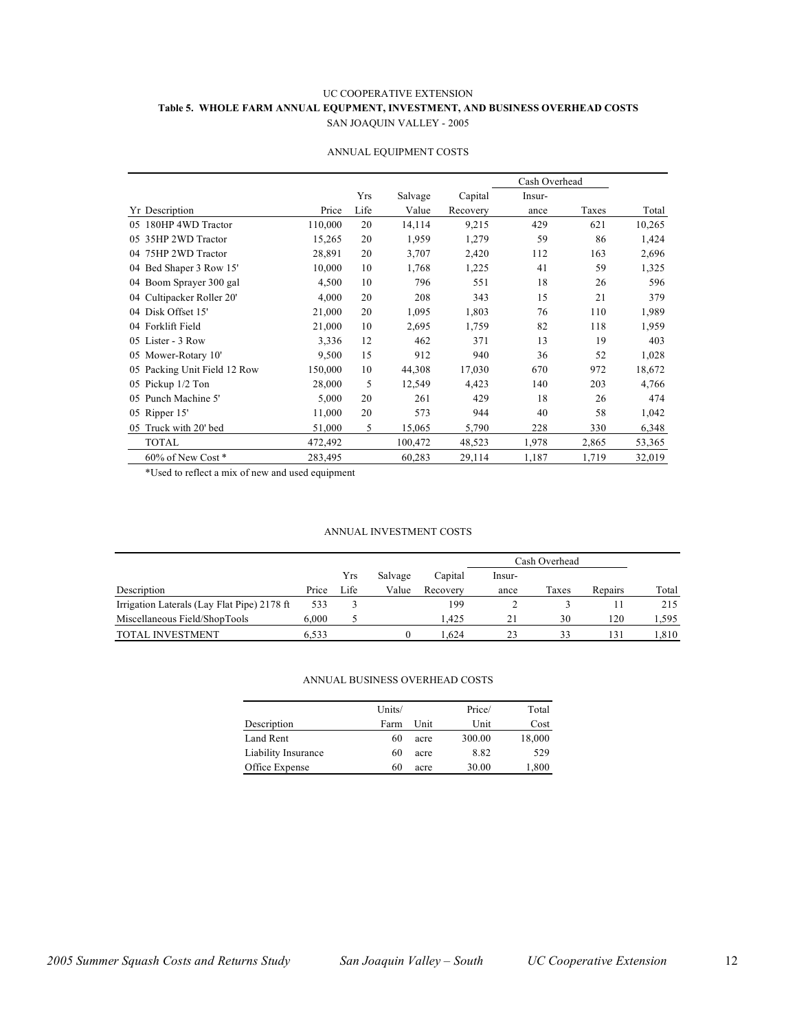UC COOPERATIVE EXTENSION

**Table 5. WHOLE FARM ANNUAL EQUPMENT, INVESTMENT, AND BUSINESS OVERHEAD COSTS**

SAN JOAQUIN VALLEY - 2005

ANNUAL EQUIPMENT COSTS

| | | | | | Cash Overhead | | |
|---|---|---|---|---|---|---|---|
| | | Yrs | Salvage | Capital | Insur- | | |
| Yr Description | Price | Life | Value | Recovery | ance | Taxes | Total |
| 05 180HP 4WD Tractor | 110,000 | 20 | 14,114 | 9,215 | 429 | 621 | 10,265 |
| 05 35HP 2WD Tractor | 15,265 | 20 | 1,959 | 1,279 | 59 | 86 | 1,424 |
| 04 75HP 2WD Tractor | 28,891 | 20 | 3,707 | 2,420 | 112 | 163 | 2,696 |
| 04 Bed Shaper 3 Row 15' | 10,000 | 10 | 1,768 | 1,225 | 41 | 59 | 1,325 |
| 04 Boom Sprayer 300 gal | 4,500 | 10 | 796 | 551 | 18 | 26 | 596 |
| 04 Cultipacker Roller 20' | 4,000 | 20 | 208 | 343 | 15 | 21 | 379 |
| 04 Disk Offset 15' | 21,000 | 20 | 1,095 | 1,803 | 76 | 110 | 1,989 |
| 04 Forklift Field | 21,000 | 10 | 2,695 | 1,759 | 82 | 118 | 1,959 |
| 05 Lister - 3 Row | 3,336 | 12 | 462 | 371 | 13 | 19 | 403 |
| 05 Mower-Rotary 10' | 9,500 | 15 | 912 | 940 | 36 | 52 | 1,028 |
| 05 Packing Unit Field 12 Row | 150,000 | 10 | 44,308 | 17,030 | 670 | 972 | 18,672 |
| 05 Pickup 1/2 Ton | 28,000 | 5 | 12,549 | 4,423 | 140 | 203 | 4,766 |
| 05 Punch Machine 5' | 5,000 | 20 | 261 | 429 | 18 | 26 | 474 |
| 05 Ripper 15' | 11,000 | 20 | 573 | 944 | 40 | 58 | 1,042 |
| 05 Truck with 20' bed | 51,000 | 5 | 15,065 | 5,790 | 228 | 330 | 6,348 |
| TOTAL | 472,492 | | 100,472 | 48,523 | 1,978 | 2,865 | 53,365 |
| 60% of New Cost * | 283,495 | | 60,283 | 29,114 | 1,187 | 1,719 | 32,019 |

*Used to reflect a mix of new and used equipment

ANNUAL INVESTMENT COSTS

| | | | | | Cash Overhead | | | |
|---|---|---|---|---|---|---|---|---|
| | | Yrs | Salvage | Capital | Insur- | | | |
| Description | Price | Life | Value | Recovery | ance | Taxes | Repairs | Total |
| Irrigation Laterals (Lay Flat Pipe) 2178 ft | 533 | 3 | | 199 | 2 | 3 | 11 | 215 |
| Miscellaneous Field/ShopTools | 6,000 | 5 | | 1,425 | 21 | 30 | 120 | 1,595 |
| TOTAL INVESTMENT | 6,533 | | 0 | 1,624 | 23 | 33 | 131 | 1,810 |

ANNUAL BUSINESS OVERHEAD COSTS

| | Units/ | | Price/ | Total |
|---|---|---|---|---|
| Description | Farm | Unit | Unit | Cost |
| Land Rent | 60 | acre | 300.00 | 18,000 |
| Liability Insurance | 60 | acre | 8.82 | 529 |
| Office Expense | 60 | acre | 30.00 | 1,800 |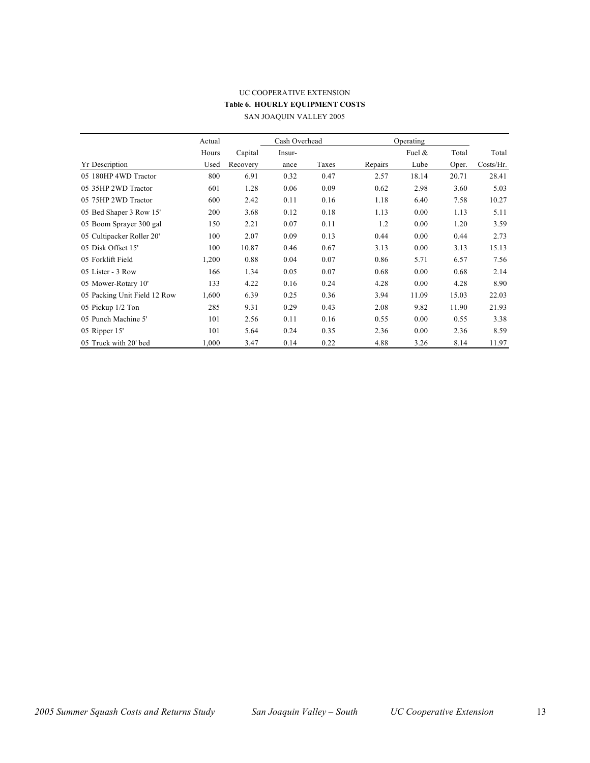UC COOPERATIVE EXTENSION

**Table 6. HOURLY EQUIPMENT COSTS**

SAN JOAQUIN VALLEY 2005

| | Actual | | Cash Overhead | | Operating | | | |
|---|---|---|---|---|---|---|---|---|
| | Hours | Capital | Insur- | | | Fuel & | Total | Total |
| Yr Description | Used | Recovery | ance | Taxes | Repairs | Lube | Oper. | Costs/Hr. |
| 05 180HP 4WD Tractor | 800 | 6.91 | 0.32 | 0.47 | 2.57 | 18.14 | 20.71 | 28.41 |
| 05 35HP 2WD Tractor | 601 | 1.28 | 0.06 | 0.09 | 0.62 | 2.98 | 3.60 | 5.03 |
| 05 75HP 2WD Tractor | 600 | 2.42 | 0.11 | 0.16 | 1.18 | 6.40 | 7.58 | 10.27 |
| 05 Bed Shaper 3 Row 15' | 200 | 3.68 | 0.12 | 0.18 | 1.13 | 0.00 | 1.13 | 5.11 |
| 05 Boom Sprayer 300 gal | 150 | 2.21 | 0.07 | 0.11 | 1.2 | 0.00 | 1.20 | 3.59 |
| 05 Cultipacker Roller 20' | 100 | 2.07 | 0.09 | 0.13 | 0.44 | 0.00 | 0.44 | 2.73 |
| 05 Disk Offset 15' | 100 | 10.87 | 0.46 | 0.67 | 3.13 | 0.00 | 3.13 | 15.13 |
| 05 Forklift Field | 1,200 | 0.88 | 0.04 | 0.07 | 0.86 | 5.71 | 6.57 | 7.56 |
| 05 Lister - 3 Row | 166 | 1.34 | 0.05 | 0.07 | 0.68 | 0.00 | 0.68 | 2.14 |
| 05 Mower-Rotary 10' | 133 | 4.22 | 0.16 | 0.24 | 4.28 | 0.00 | 4.28 | 8.90 |
| 05 Packing Unit Field 12 Row | 1,600 | 6.39 | 0.25 | 0.36 | 3.94 | 11.09 | 15.03 | 22.03 |
| 05 Pickup 1/2 Ton | 285 | 9.31 | 0.29 | 0.43 | 2.08 | 9.82 | 11.90 | 21.93 |
| 05 Punch Machine 5' | 101 | 2.56 | 0.11 | 0.16 | 0.55 | 0.00 | 0.55 | 3.38 |
| 05 Ripper 15' | 101 | 5.64 | 0.24 | 0.35 | 2.36 | 0.00 | 2.36 | 8.59 |
| 05 Truck with 20' bed | 1,000 | 3.47 | 0.14 | 0.22 | 4.88 | 3.26 | 8.14 | 11.97 |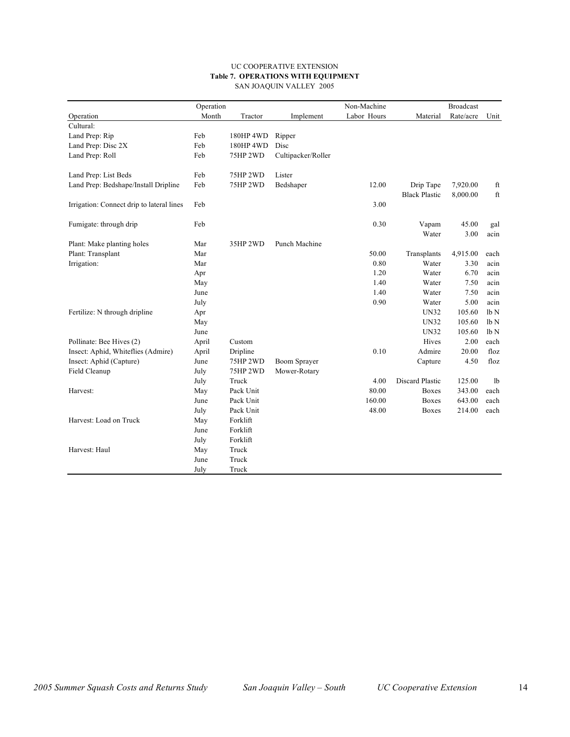UC COOPERATIVE EXTENSION

**Table 7. OPERATIONS WITH EQUIPMENT**

SAN JOAQUIN VALLEY 2005

| Operation | Operation Month | Tractor | Implement | Non-Machine Labor Hours | Material | Broadcast Rate/acre | Unit |
|---|---|---|---|---|---|---|---|
| Cultural: | | | | | | | |
| Land Prep: Rip | Feb | 180HP 4WD | Ripper | | | | |
| Land Prep: Disc 2X | Feb | 180HP 4WD | Disc | | | | |
| Land Prep: Roll | Feb | 75HP 2WD | Cultipacker/Roller | | | | |
| Land Prep: List Beds | Feb | 75HP 2WD | Lister | | | | |
| Land Prep: Bedshape/Install Dripline | Feb | 75HP 2WD | Bedshaper | 12.00 | Drip Tape | 7,920.00 | ft |
| | | | | | Black Plastic | 8,000.00 | ft |
| Irrigation: Connect drip to lateral lines | Feb | | | 3.00 | | | |
| Fumigate: through drip | Feb | | | 0.30 | Vapam | 45.00 | gal |
| | | | | | Water | 3.00 | acin |
| Plant: Make planting holes | Mar | 35HP 2WD | Punch Machine | | | | |
| Plant: Transplant | Mar | | | 50.00 | Transplants | 4,915.00 | each |
| Irrigation: | Mar | | | 0.80 | Water | 3.30 | acin |
| | Apr | | | 1.20 | Water | 6.70 | acin |
| | May | | | 1.40 | Water | 7.50 | acin |
| | June | | | 1.40 | Water | 7.50 | acin |
| | July | | | 0.90 | Water | 5.00 | acin |
| Fertilize: N through dripline | Apr | | | | UN32 | 105.60 | lb N |
| | May | | | | UN32 | 105.60 | lb N |
| | June | | | | UN32 | 105.60 | lb N |
| Pollinate: Bee Hives (2) | April | Custom | | | Hives | 2.00 | each |
| Insect: Aphid, Whiteflies (Admire) | April | Dripline | | 0.10 | Admire | 20.00 | floz |
| Insect: Aphid (Capture) | June | 75HP 2WD | Boom Sprayer | | Capture | 4.50 | floz |
| Field Cleanup | July | 75HP 2WD | Mower-Rotary | | | | |
| | July | Truck | | 4.00 | Discard Plastic | 125.00 | lb |
| Harvest: | May | Pack Unit | | 80.00 | Boxes | 343.00 | each |
| | June | Pack Unit | | 160.00 | Boxes | 643.00 | each |
| | July | Pack Unit | | 48.00 | Boxes | 214.00 | each |
| Harvest: Load on Truck | May | Forklift | | | | | |
| | June | Forklift | | | | | |
| | July | Forklift | | | | | |
| Harvest: Haul | May | Truck | | | | | |
| | June | Truck | | | | | |
| | July | Truck | | | | | |